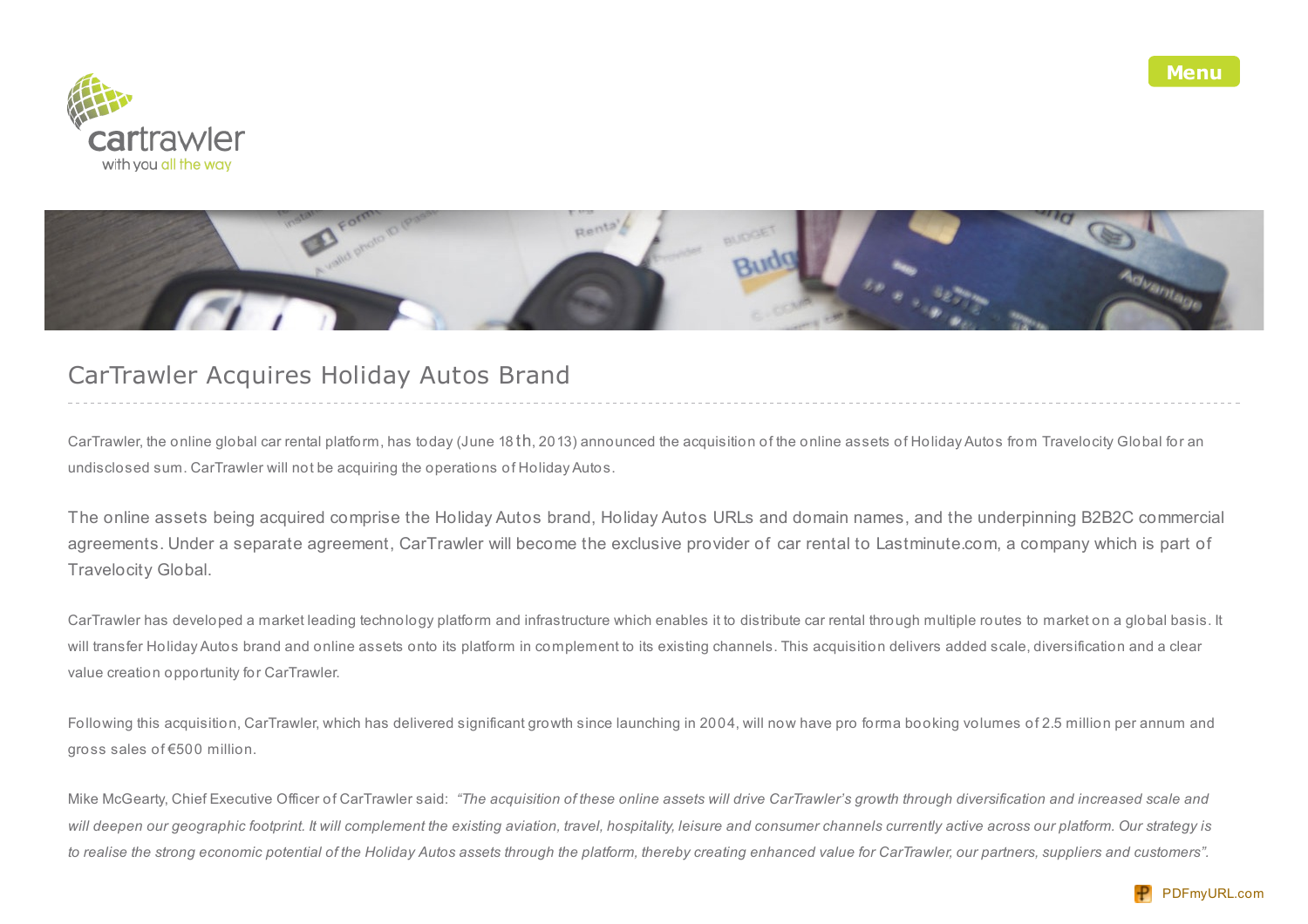# CarTrawler Acquires Holiday Autos Brand

CarTrawler, the online global car rental platform, has today (June 18th, 2013) announced the acquisition of the online assets of Holiday Autos from Travelocity Global for an undisclosed sum. CarTrawler will not be acquiring the operations of Holiday Autos.

The online assets being acquired comprise the Holiday Autos brand, Holiday Autos URLs and domain names, and the underpinning B2B2C commercial agreements. Under a separate agreement, CarTrawler will become the exclusive provider of car rental to Lastminute.com, a company which is part of Travelocity Global.

CarTrawler has developed a market leading technology platform and infrastructure which enables it to distribute car rental through multiple routes to market on a global basis. It will transfer Holiday Autos brand and online assets onto its platform in complement to its existing channels. This acquisition delivers added scale, diversification and a clear value creation opportunity for CarTrawler.

Following this acquisition, CarTrawler, which has delivered significant growth since launching in 2004, will now have pro forma booking volumes of 2.5 million per annum and gross sales of €500 million.

Mike McGearty, Chief Executive Officer of CarTrawler said: *"The acquisition of these online assets will drive CarTrawler's growth through diversification and increased scale and will deepen our geographic footprint. It will complement the existing aviation, travel, hospitality, leisure and consumer channels currently active across our platform. Our strategy is to realise the strong economic potential of the Holiday Autos assets through the platform, thereby creating enhanced value for CarTrawler, our partners, suppliers and customers".*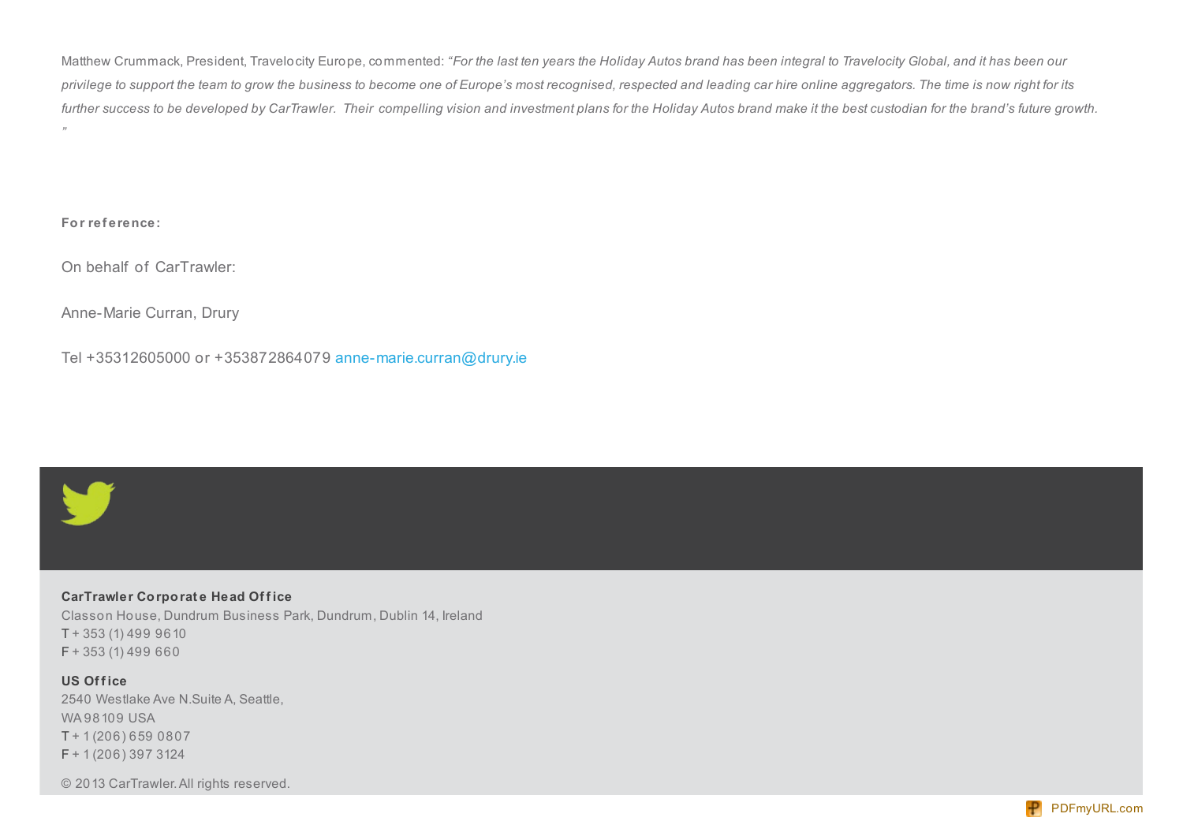Matthew Crummack, President, Travelocity Europe, commented: *"For the last ten years the Holiday Autos brand has been integral to Travelocity Global, and it has been our privilege to support the team to grow the business to become one of Europe's most recognised, respected and leading car hire online aggregators. The time is now right for its further success to be developed by CarTrawler. Their compelling vision and investment plans for the Holiday Autos brand make it the best custodian for the brand's future growth."*

**For reference:**

On behalf of CarTrawler:

Anne-Marie Curran, Drury

Tel +35312605000 or +353872864079 anne-marie.curran@drury.ie

**CarTrawler Corporate Head Office**
Classon House, Dundrum Business Park, Dundrum, Dublin 14, Ireland
T + 353 (1) 499 9610
F + 353 (1) 499 660

**US Office**
2540 Westlake Ave N.Suite A, Seattle,
WA 98109 USA
T + 1 (206) 659 0807
F + 1 (206) 397 3124

© 2013 CarTrawler. All rights reserved.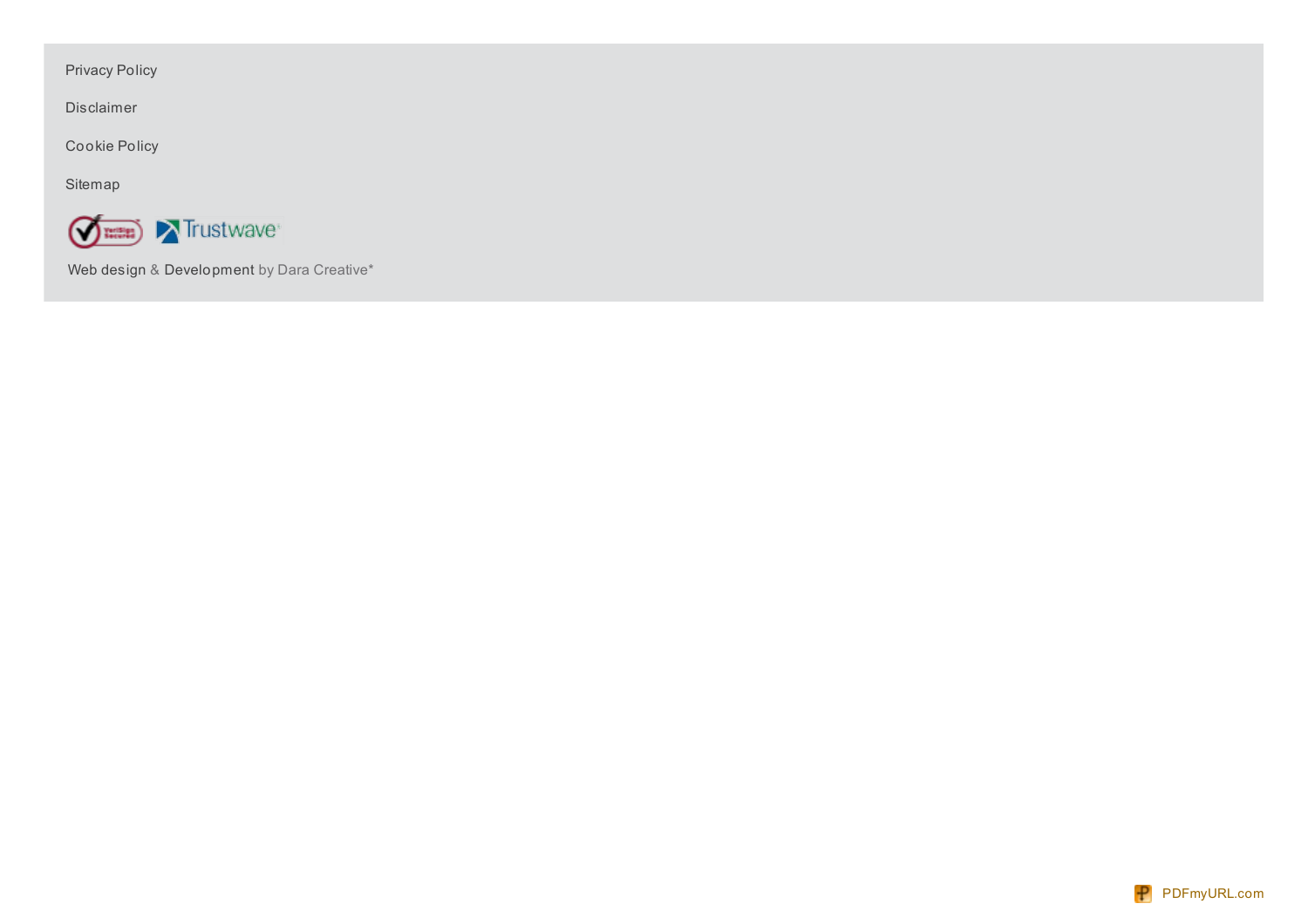Privacy Policy

Disclaimer

Cookie Policy

Sitemap

Web design & Development by Dara Creative*